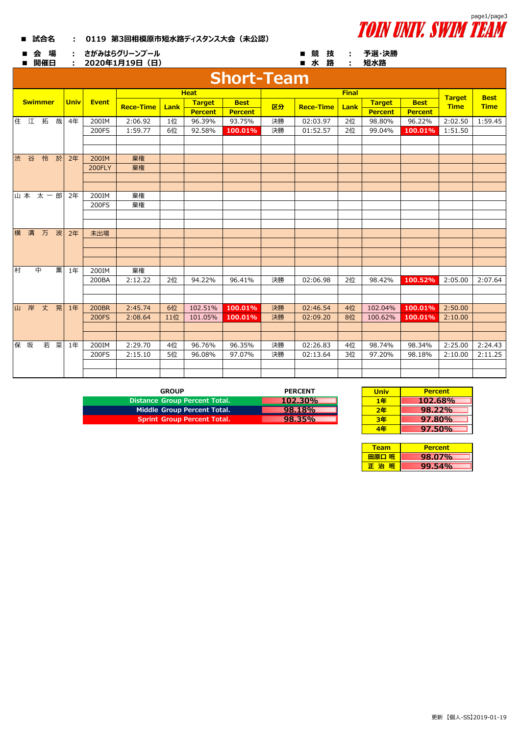# TOIN UNIV. SWIM TEAM

- ■ 試合名 ： 0119 第3回相模原市短水路ディスタンス大会（未公認）
- ■ 会 場 ： さがみはらグリーンプール
- ■ 開催日 ： 2020年1月19日（日）
- ■ 競 技 ： 予選･決勝
- ■ 水 路 ： 短水路

## Short-Team

| Swimmer | Univ | Event | Heat | | | | Final | | | | | Target Time | Best Time |
|---|---|---|---|---|---|---|---|---|---|---|---|---|---|
| | | | Rece-Time | Lank | Target Percent | Best Percent | 区分 | Rece-Time | Lank | Target Percent | Best Percent | | |
| 住 江 拓 哉 | 4年 | 200IM | 2:06.92 | 1位 | 96.39% | 93.75% | 決勝 | 02:03.97 | 2位 | 98.80% | 96.22% | 2:02.50 | 1:59.45 |
| | | 200FS | 1:59.77 | 6位 | 92.58% | 100.01% | 決勝 | 01:52.57 | 2位 | 99.04% | 100.01% | 1:51.50 | |
| 渋 谷 怜 於 | 2年 | 200IM | 棄権 | | | | | | | | | | |
| | | 200FLY | 棄権 | | | | | | | | | | |
| 山 本 太 一 郎 | 2年 | 200IM | 棄権 | | | | | | | | | | |
| | | 200FS | 棄権 | | | | | | | | | | |
| 横 溝 万 波 | 2年 | 未出場 | | | | | | | | | | | |
| 村 中 薫 | 1年 | 200IM | 棄権 | | | | | | | | | | |
| | | 200BA | 2:12.22 | 2位 | 94.22% | 96.41% | 決勝 | 02:06.98 | 2位 | 98.42% | 100.52% | 2:05.00 | 2:07.64 |
| 山 岸 丈 晃 | 1年 | 200BR | 2:45.74 | 6位 | 102.51% | 100.01% | 決勝 | 02:46.54 | 4位 | 102.04% | 100.01% | 2:50.00 | |
| | | 200FS | 2:08.64 | 11位 | 101.05% | 100.01% | 決勝 | 02:09.20 | 8位 | 100.62% | 100.01% | 2:10.00 | |
| 保 坂 若 菜 | 1年 | 200IM | 2:29.70 | 4位 | 96.76% | 96.35% | 決勝 | 02:26.83 | 4位 | 98.74% | 98.34% | 2:25.00 | 2:24.43 |
| | | 200FS | 2:15.10 | 5位 | 96.08% | 97.07% | 決勝 | 02:13.64 | 3位 | 97.20% | 98.18% | 2:10.00 | 2:11.25 |

| GROUP | PERCENT |
|---|---|
| Distance Group Percent Total. | 102.30% |
| Middle Group Percent Total. | 98.18% |
| Sprint Group Percent Total. | 98.35% |

| Univ | Percent |
|---|---|
| 1年 | 102.68% |
| 2年 | 98.22% |
| 3年 | 97.80% |
| 4年 | 97.50% |

| Team | Percent |
|---|---|
| 田原口 班 | 98.07% |
| 正 治 班 | 99.54% |

更新 【個人-SS】2019-01-19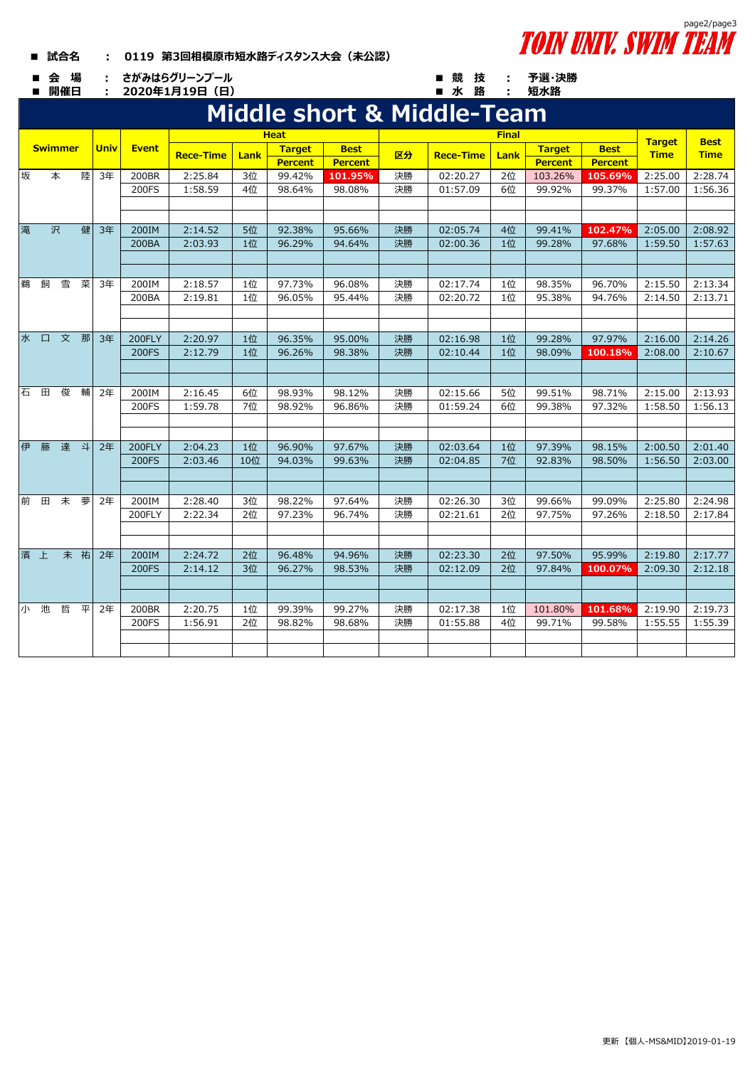■ 試合名 ： 0119 第3回相模原市短水路ディスタンス大会（未公認）

TOIN UNIV. SWIM TEAM

■ 会 場 ： さがみはらグリーンプール　　■ 競 技 ： 予選･決勝

■ 開催日 ： 2020年1月19日（日）　　■ 水 路 ： 短水路

# Middle short & Middle-Team

| Swimmer | Univ | Event | Heat | | | | Final | | | | | Target Time | Best Time |
|---|---|---|---|---|---|---|---|---|---|---|---|---|---|
| | | | Rece-Time | Lank | Target Percent | Best Percent | 区分 | Rece-Time | Lank | Target Percent | Best Percent | | |
| 坂　本　陸 | 3年 | 200BR | 2:25.84 | 3位 | 99.42% | 101.95% | 決勝 | 02:20.27 | 2位 | 103.26% | 105.69% | 2:25.00 | 2:28.74 |
| | | 200FS | 1:58.59 | 4位 | 98.64% | 98.08% | 決勝 | 01:57.09 | 6位 | 99.92% | 99.37% | 1:57.00 | 1:56.36 |
| 滝　沢　健 | 3年 | 200IM | 2:14.52 | 5位 | 92.38% | 95.66% | 決勝 | 02:05.74 | 4位 | 99.41% | 102.47% | 2:05.00 | 2:08.92 |
| | | 200BA | 2:03.93 | 1位 | 96.29% | 94.64% | 決勝 | 02:00.36 | 1位 | 99.28% | 97.68% | 1:59.50 | 1:57.63 |
| 鵜飼雪菜 | 3年 | 200IM | 2:18.57 | 1位 | 97.73% | 96.08% | 決勝 | 02:17.74 | 1位 | 98.35% | 96.70% | 2:15.50 | 2:13.34 |
| | | 200BA | 2:19.81 | 1位 | 96.05% | 95.44% | 決勝 | 02:20.72 | 1位 | 95.38% | 94.76% | 2:14.50 | 2:13.71 |
| 水口文那 | 3年 | 200FLY | 2:20.97 | 1位 | 96.35% | 95.00% | 決勝 | 02:16.98 | 1位 | 99.28% | 97.97% | 2:16.00 | 2:14.26 |
| | | 200FS | 2:12.79 | 1位 | 96.26% | 98.38% | 決勝 | 02:10.44 | 1位 | 98.09% | 100.18% | 2:08.00 | 2:10.67 |
| 石田俊輔 | 2年 | 200IM | 2:16.45 | 6位 | 98.93% | 98.12% | 決勝 | 02:15.66 | 5位 | 99.51% | 98.71% | 2:15.00 | 2:13.93 |
| | | 200FS | 1:59.78 | 7位 | 98.92% | 96.86% | 決勝 | 01:59.24 | 6位 | 99.38% | 97.32% | 1:58.50 | 1:56.13 |
| 伊藤達斗 | 2年 | 200FLY | 2:04.23 | 1位 | 96.90% | 97.67% | 決勝 | 02:03.64 | 1位 | 97.39% | 98.15% | 2:00.50 | 2:01.40 |
| | | 200FS | 2:03.46 | 10位 | 94.03% | 99.63% | 決勝 | 02:04.85 | 7位 | 92.83% | 98.50% | 1:56.50 | 2:03.00 |
| 前田未夢 | 2年 | 200IM | 2:28.40 | 3位 | 98.22% | 97.64% | 決勝 | 02:26.30 | 3位 | 99.66% | 99.09% | 2:25.80 | 2:24.98 |
| | | 200FLY | 2:22.34 | 2位 | 97.23% | 96.74% | 決勝 | 02:21.61 | 2位 | 97.75% | 97.26% | 2:18.50 | 2:17.84 |
| 濱上未祐 | 2年 | 200IM | 2:24.72 | 2位 | 96.48% | 94.96% | 決勝 | 02:23.30 | 2位 | 97.50% | 95.99% | 2:19.80 | 2:17.77 |
| | | 200FS | 2:14.12 | 3位 | 96.27% | 98.53% | 決勝 | 02:12.09 | 2位 | 97.84% | 100.07% | 2:09.30 | 2:12.18 |
| 小池哲平 | 2年 | 200BR | 2:20.75 | 1位 | 99.39% | 99.27% | 決勝 | 02:17.38 | 1位 | 101.80% | 101.68% | 2:19.90 | 2:19.73 |
| | | 200FS | 1:56.91 | 2位 | 98.82% | 98.68% | 決勝 | 01:55.88 | 4位 | 99.71% | 99.58% | 1:55.55 | 1:55.39 |

更新【個人-MS&MID】2019-01-19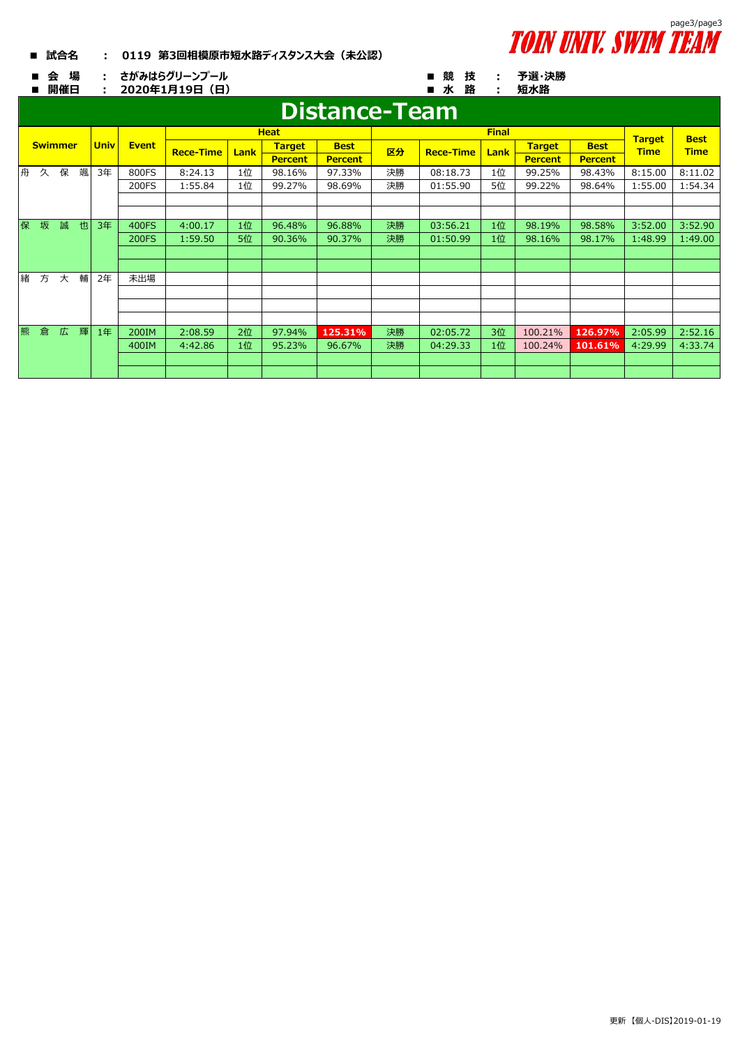■ 試合名 : 0119 第3回相模原市短水路ディスタンス大会（未公認）

■ 会 場 : さがみはらグリーンプール　　■ 競 技 : 予選･決勝

■ 開催日 : 2020年1月19日（日）　　■ 水 路 : 短水路

# Distance-Team

| Swimmer | Univ | Event | Heat | | | | Final | | | | | Target Time | Best Time |
|---|---|---|---|---|---|---|---|---|---|---|---|---|---|
| | | | Rece-Time | Lank | Target Percent | Best Percent | 区分 | Rece-Time | Lank | Target Percent | Best Percent | | |
| 舟 久 保 颯 | 3年 | 800FS | 8:24.13 | 1位 | 98.16% | 97.33% | 決勝 | 08:18.73 | 1位 | 99.25% | 98.43% | 8:15.00 | 8:11.02 |
| | | 200FS | 1:55.84 | 1位 | 99.27% | 98.69% | 決勝 | 01:55.90 | 5位 | 99.22% | 98.64% | 1:55.00 | 1:54.34 |
| 保 坂 誠 也 | 3年 | 400FS | 4:00.17 | 1位 | 96.48% | 96.88% | 決勝 | 03:56.21 | 1位 | 98.19% | 98.58% | 3:52.00 | 3:52.90 |
| | | 200FS | 1:59.50 | 5位 | 90.36% | 90.37% | 決勝 | 01:50.99 | 1位 | 98.16% | 98.17% | 1:48.99 | 1:49.00 |
| 緒 方 大 輔 | 2年 | 未出場 | | | | | | | | | | | |
| 熊 倉 広 輝 | 1年 | 200IM | 2:08.59 | 2位 | 97.94% | 125.31% | 決勝 | 02:05.72 | 3位 | 100.21% | 126.97% | 2:05.99 | 2:52.16 |
| | | 400IM | 4:42.86 | 1位 | 95.23% | 96.67% | 決勝 | 04:29.33 | 1位 | 100.24% | 101.61% | 4:29.99 | 4:33.74 |

更新【個人-DIS】2019-01-19